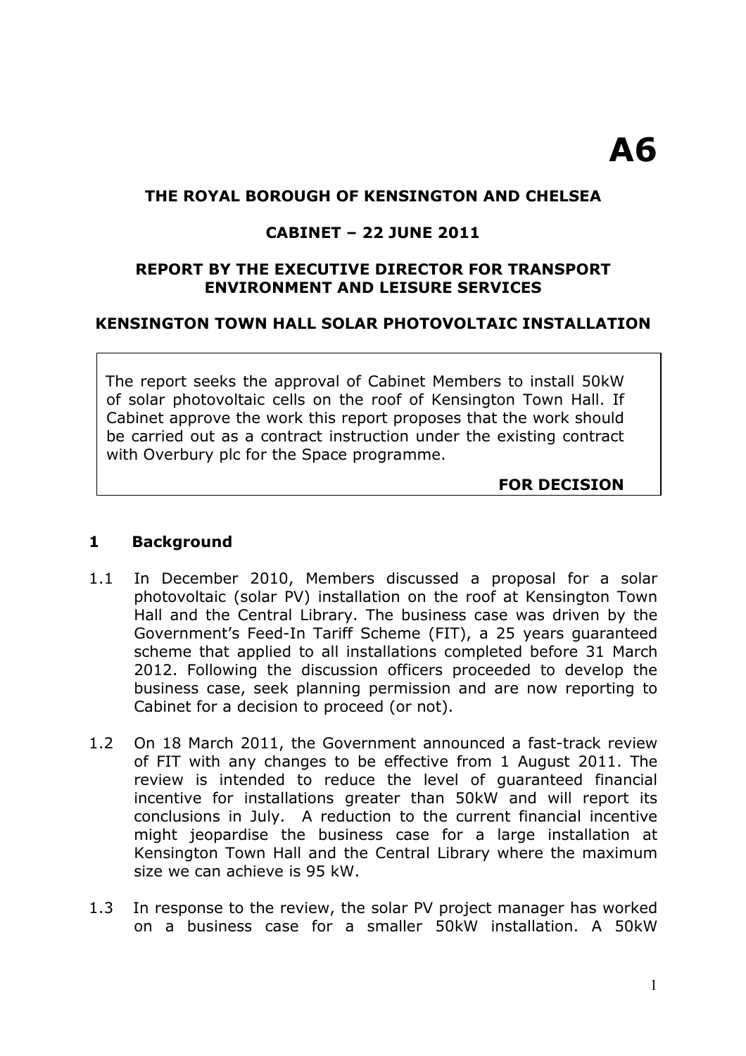# A6

**THE ROYAL BOROUGH OF KENSINGTON AND CHELSEA**

**CABINET – 22 JUNE 2011**

**REPORT BY THE EXECUTIVE DIRECTOR FOR TRANSPORT ENVIRONMENT AND LEISURE SERVICES**

**KENSINGTON TOWN HALL SOLAR PHOTOVOLTAIC INSTALLATION**

> The report seeks the approval of Cabinet Members to install 50kW of solar photovoltaic cells on the roof of Kensington Town Hall. If Cabinet approve the work this report proposes that the work should be carried out as a contract instruction under the existing contract with Overbury plc for the Space programme.
>
> **FOR DECISION**

## 1 Background

1.1 In December 2010, Members discussed a proposal for a solar photovoltaic (solar PV) installation on the roof at Kensington Town Hall and the Central Library. The business case was driven by the Government's Feed-In Tariff Scheme (FIT), a 25 years guaranteed scheme that applied to all installations completed before 31 March 2012. Following the discussion officers proceeded to develop the business case, seek planning permission and are now reporting to Cabinet for a decision to proceed (or not).

1.2 On 18 March 2011, the Government announced a fast-track review of FIT with any changes to be effective from 1 August 2011. The review is intended to reduce the level of guaranteed financial incentive for installations greater than 50kW and will report its conclusions in July. A reduction to the current financial incentive might jeopardise the business case for a large installation at Kensington Town Hall and the Central Library where the maximum size we can achieve is 95 kW.

1.3 In response to the review, the solar PV project manager has worked on a business case for a smaller 50kW installation. A 50kW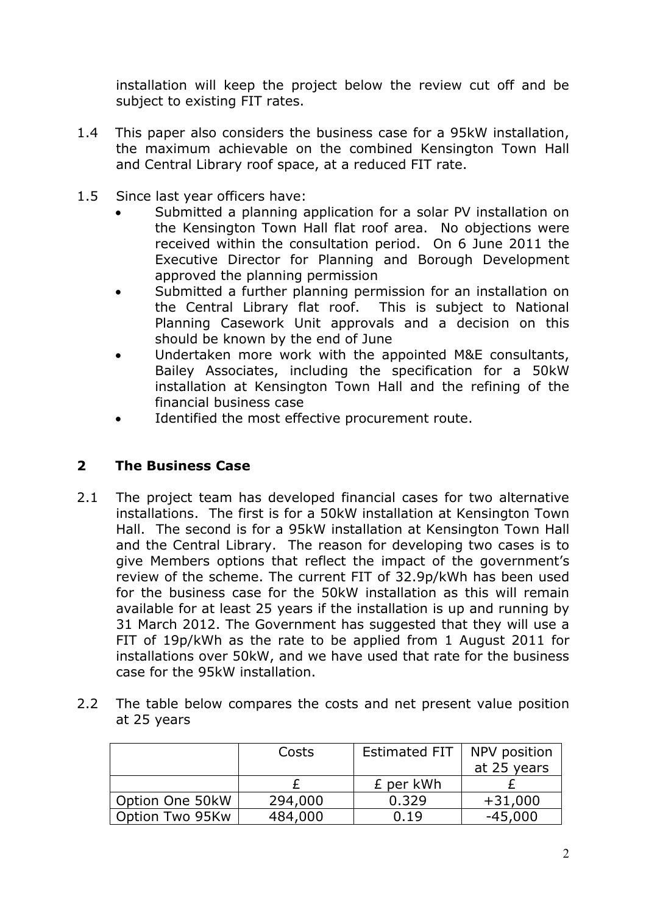installation will keep the project below the review cut off and be subject to existing FIT rates.

1.4 This paper also considers the business case for a 95kW installation, the maximum achievable on the combined Kensington Town Hall and Central Library roof space, at a reduced FIT rate.

1.5 Since last year officers have:
- Submitted a planning application for a solar PV installation on the Kensington Town Hall flat roof area. No objections were received within the consultation period. On 6 June 2011 the Executive Director for Planning and Borough Development approved the planning permission
- Submitted a further planning permission for an installation on the Central Library flat roof. This is subject to National Planning Casework Unit approvals and a decision on this should be known by the end of June
- Undertaken more work with the appointed M&E consultants, Bailey Associates, including the specification for a 50kW installation at Kensington Town Hall and the refining of the financial business case
- Identified the most effective procurement route.

## 2 The Business Case

2.1 The project team has developed financial cases for two alternative installations. The first is for a 50kW installation at Kensington Town Hall. The second is for a 95kW installation at Kensington Town Hall and the Central Library. The reason for developing two cases is to give Members options that reflect the impact of the government's review of the scheme. The current FIT of 32.9p/kWh has been used for the business case for the 50kW installation as this will remain available for at least 25 years if the installation is up and running by 31 March 2012. The Government has suggested that they will use a FIT of 19p/kWh as the rate to be applied from 1 August 2011 for installations over 50kW, and we have used that rate for the business case for the 95kW installation.

2.2 The table below compares the costs and net present value position at 25 years

| | Costs | Estimated FIT | NPV position at 25 years |
|---|---|---|---|
| | £ | £ per kWh | £ |
| Option One 50kW | 294,000 | 0.329 | +31,000 |
| Option Two 95Kw | 484,000 | 0.19 | -45,000 |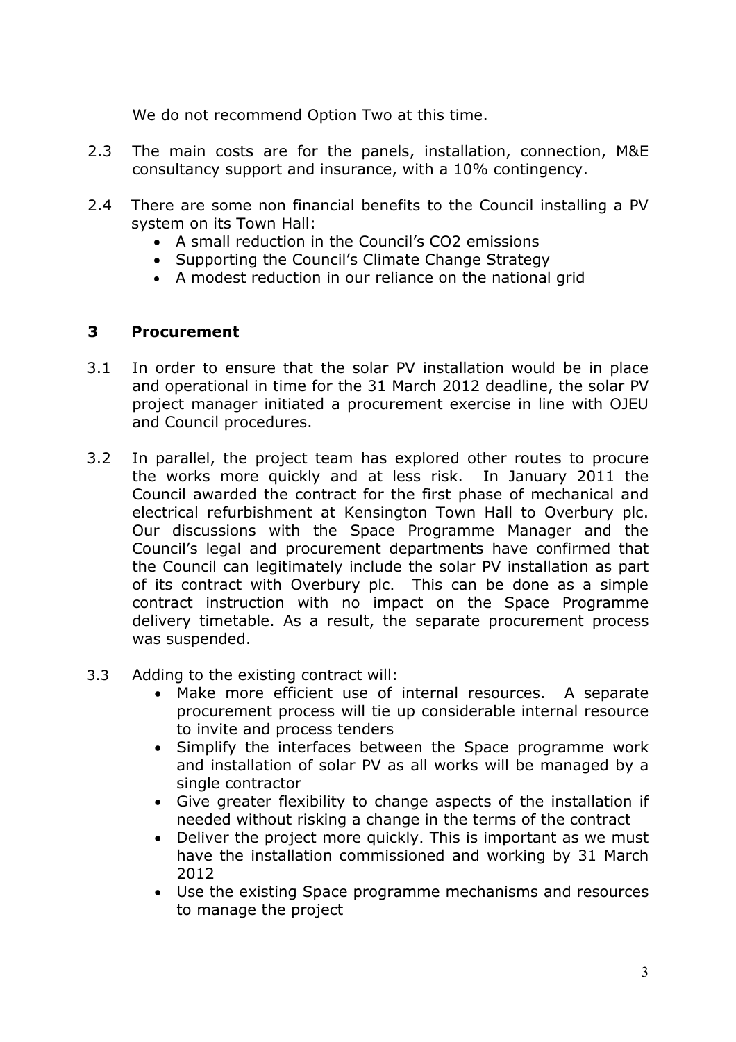We do not recommend Option Two at this time.

2.3 The main costs are for the panels, installation, connection, M&E consultancy support and insurance, with a 10% contingency.

2.4 There are some non financial benefits to the Council installing a PV system on its Town Hall:

- A small reduction in the Council's $CO_2$ emissions
- Supporting the Council's Climate Change Strategy
- A modest reduction in our reliance on the national grid

## 3 Procurement

3.1 In order to ensure that the solar PV installation would be in place and operational in time for the 31 March 2012 deadline, the solar PV project manager initiated a procurement exercise in line with OJEU and Council procedures.

3.2 In parallel, the project team has explored other routes to procure the works more quickly and at less risk. In January 2011 the Council awarded the contract for the first phase of mechanical and electrical refurbishment at Kensington Town Hall to Overbury plc. Our discussions with the Space Programme Manager and the Council's legal and procurement departments have confirmed that the Council can legitimately include the solar PV installation as part of its contract with Overbury plc. This can be done as a simple contract instruction with no impact on the Space Programme delivery timetable. As a result, the separate procurement process was suspended.

3.3 Adding to the existing contract will:

- Make more efficient use of internal resources. A separate procurement process will tie up considerable internal resource to invite and process tenders
- Simplify the interfaces between the Space programme work and installation of solar PV as all works will be managed by a single contractor
- Give greater flexibility to change aspects of the installation if needed without risking a change in the terms of the contract
- Deliver the project more quickly. This is important as we must have the installation commissioned and working by 31 March 2012
- Use the existing Space programme mechanisms and resources to manage the project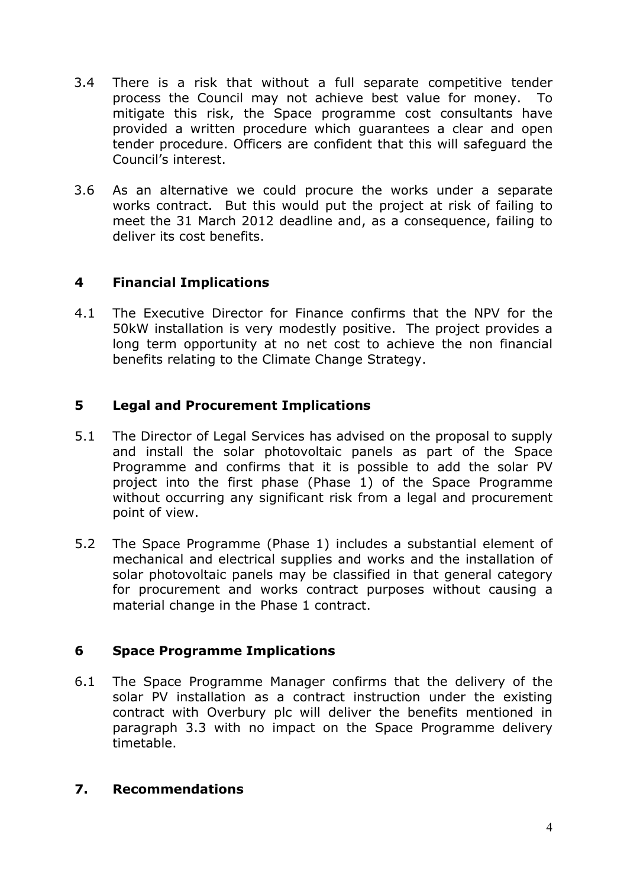3.4 There is a risk that without a full separate competitive tender process the Council may not achieve best value for money. To mitigate this risk, the Space programme cost consultants have provided a written procedure which guarantees a clear and open tender procedure. Officers are confident that this will safeguard the Council's interest.

3.6 As an alternative we could procure the works under a separate works contract. But this would put the project at risk of failing to meet the 31 March 2012 deadline and, as a consequence, failing to deliver its cost benefits.

## 4 Financial Implications

4.1 The Executive Director for Finance confirms that the NPV for the 50kW installation is very modestly positive. The project provides a long term opportunity at no net cost to achieve the non financial benefits relating to the Climate Change Strategy.

## 5 Legal and Procurement Implications

5.1 The Director of Legal Services has advised on the proposal to supply and install the solar photovoltaic panels as part of the Space Programme and confirms that it is possible to add the solar PV project into the first phase (Phase 1) of the Space Programme without occurring any significant risk from a legal and procurement point of view.

5.2 The Space Programme (Phase 1) includes a substantial element of mechanical and electrical supplies and works and the installation of solar photovoltaic panels may be classified in that general category for procurement and works contract purposes without causing a material change in the Phase 1 contract.

## 6 Space Programme Implications

6.1 The Space Programme Manager confirms that the delivery of the solar PV installation as a contract instruction under the existing contract with Overbury plc will deliver the benefits mentioned in paragraph 3.3 with no impact on the Space Programme delivery timetable.

## 7. Recommendations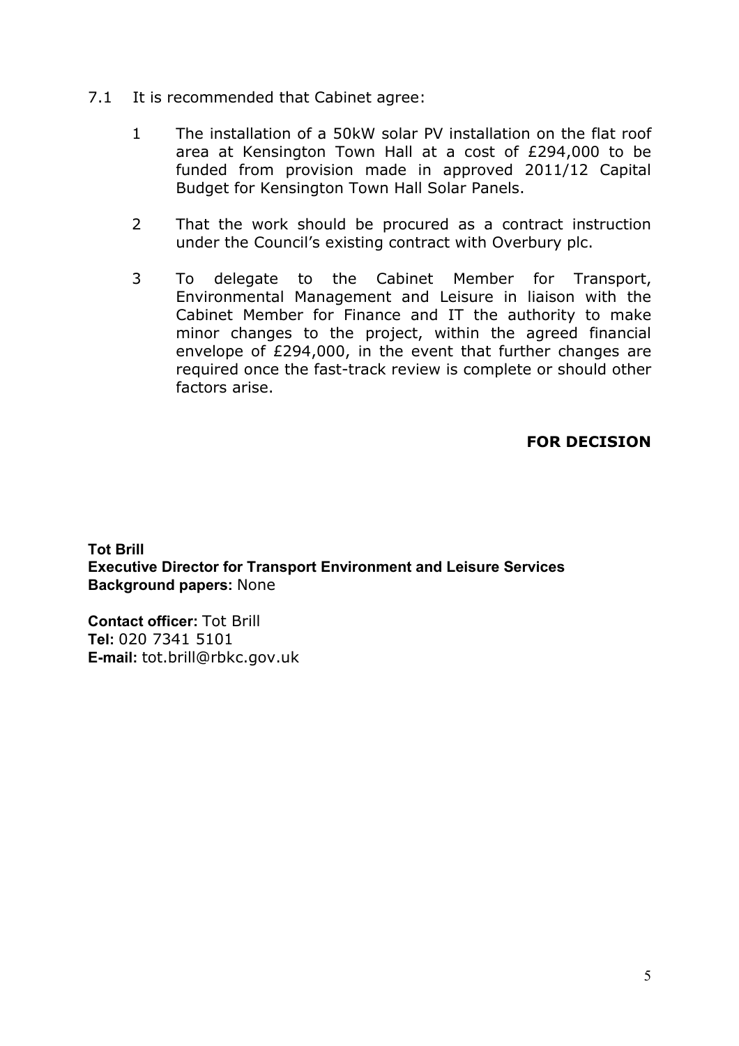7.1 It is recommended that Cabinet agree:

1. The installation of a 50kW solar PV installation on the flat roof area at Kensington Town Hall at a cost of £294,000 to be funded from provision made in approved 2011/12 Capital Budget for Kensington Town Hall Solar Panels.

2. That the work should be procured as a contract instruction under the Council's existing contract with Overbury plc.

3. To delegate to the Cabinet Member for Transport, Environmental Management and Leisure in liaison with the Cabinet Member for Finance and IT the authority to make minor changes to the project, within the agreed financial envelope of £294,000, in the event that further changes are required once the fast-track review is complete or should other factors arise.

**FOR DECISION**

**Tot Brill**
**Executive Director for Transport Environment and Leisure Services**
**Background papers:** None

**Contact officer:** Tot Brill
**Tel:** 020 7341 5101
**E-mail:** tot.brill@rbkc.gov.uk